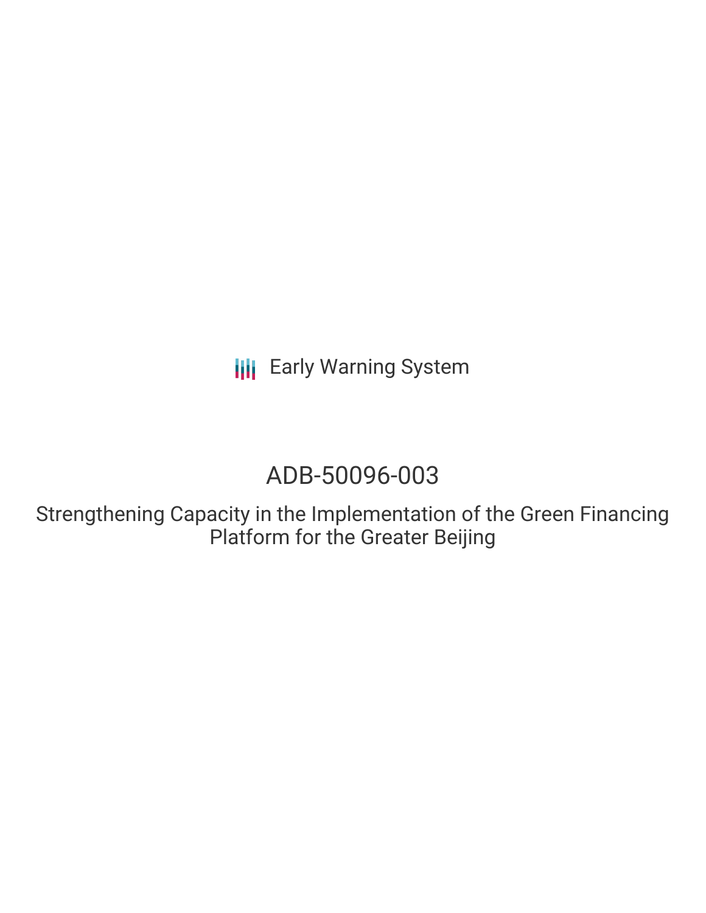Early Warning System

# ADB-50096-003

## Strengthening Capacity in the Implementation of the Green Financing Platform for the Greater Beijing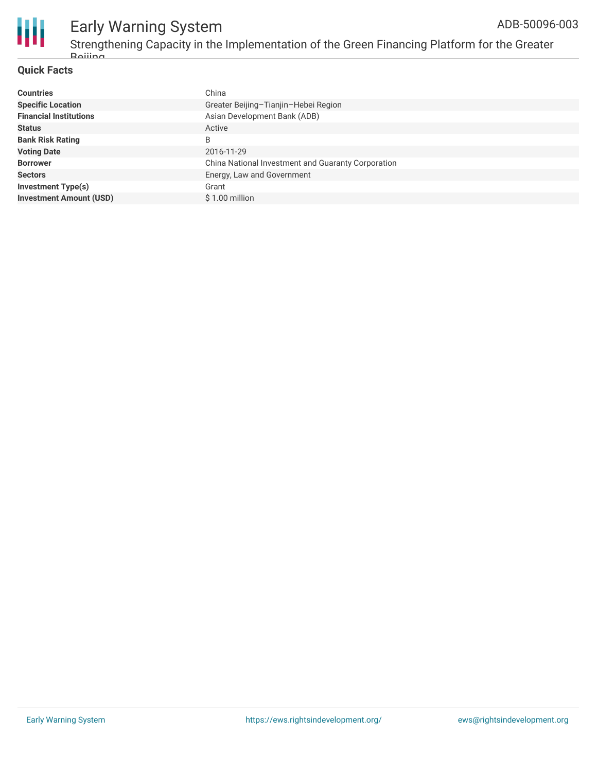## Quick Facts

| | |
|---|---|
| **Countries** | China |
| **Specific Location** | Greater Beijing–Tianjin–Hebei Region |
| **Financial Institutions** | Asian Development Bank (ADB) |
| **Status** | Active |
| **Bank Risk Rating** | B |
| **Voting Date** | 2016-11-29 |
| **Borrower** | China National Investment and Guaranty Corporation |
| **Sectors** | Energy, Law and Government |
| **Investment Type(s)** | Grant |
| **Investment Amount (USD)** | $ 1.00 million |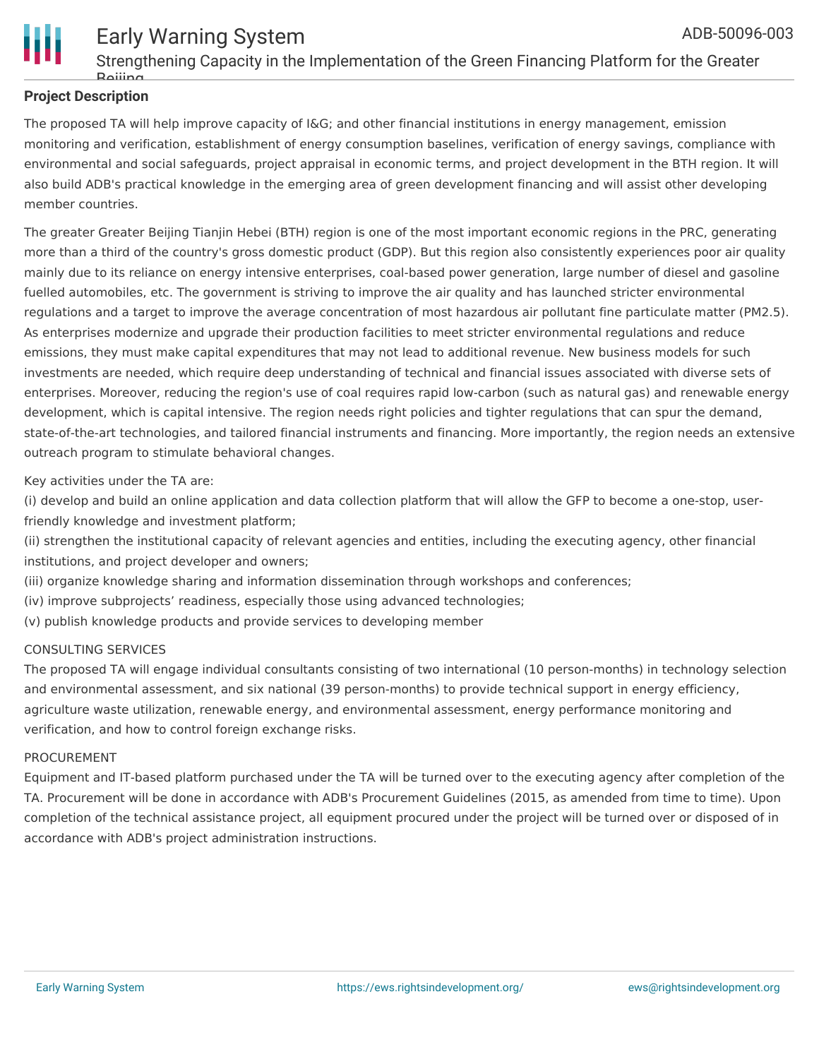**Project Description**

The proposed TA will help improve capacity of I&G; and other financial institutions in energy management, emission monitoring and verification, establishment of energy consumption baselines, verification of energy savings, compliance with environmental and social safeguards, project appraisal in economic terms, and project development in the BTH region. It will also build ADB's practical knowledge in the emerging area of green development financing and will assist other developing member countries.

The greater Greater Beijing Tianjin Hebei (BTH) region is one of the most important economic regions in the PRC, generating more than a third of the country's gross domestic product (GDP). But this region also consistently experiences poor air quality mainly due to its reliance on energy intensive enterprises, coal-based power generation, large number of diesel and gasoline fuelled automobiles, etc. The government is striving to improve the air quality and has launched stricter environmental regulations and a target to improve the average concentration of most hazardous air pollutant fine particulate matter (PM2.5). As enterprises modernize and upgrade their production facilities to meet stricter environmental regulations and reduce emissions, they must make capital expenditures that may not lead to additional revenue. New business models for such investments are needed, which require deep understanding of technical and financial issues associated with diverse sets of enterprises. Moreover, reducing the region's use of coal requires rapid low-carbon (such as natural gas) and renewable energy development, which is capital intensive. The region needs right policies and tighter regulations that can spur the demand, state-of-the-art technologies, and tailored financial instruments and financing. More importantly, the region needs an extensive outreach program to stimulate behavioral changes.

Key activities under the TA are:
(i) develop and build an online application and data collection platform that will allow the GFP to become a one-stop, user-friendly knowledge and investment platform;
(ii) strengthen the institutional capacity of relevant agencies and entities, including the executing agency, other financial institutions, and project developer and owners;
(iii) organize knowledge sharing and information dissemination through workshops and conferences;
(iv) improve subprojects' readiness, especially those using advanced technologies;
(v) publish knowledge products and provide services to developing member

CONSULTING SERVICES
The proposed TA will engage individual consultants consisting of two international (10 person-months) in technology selection and environmental assessment, and six national (39 person-months) to provide technical support in energy efficiency, agriculture waste utilization, renewable energy, and environmental assessment, energy performance monitoring and verification, and how to control foreign exchange risks.

PROCUREMENT
Equipment and IT-based platform purchased under the TA will be turned over to the executing agency after completion of the TA. Procurement will be done in accordance with ADB's Procurement Guidelines (2015, as amended from time to time). Upon completion of the technical assistance project, all equipment procured under the project will be turned over or disposed of in accordance with ADB's project administration instructions.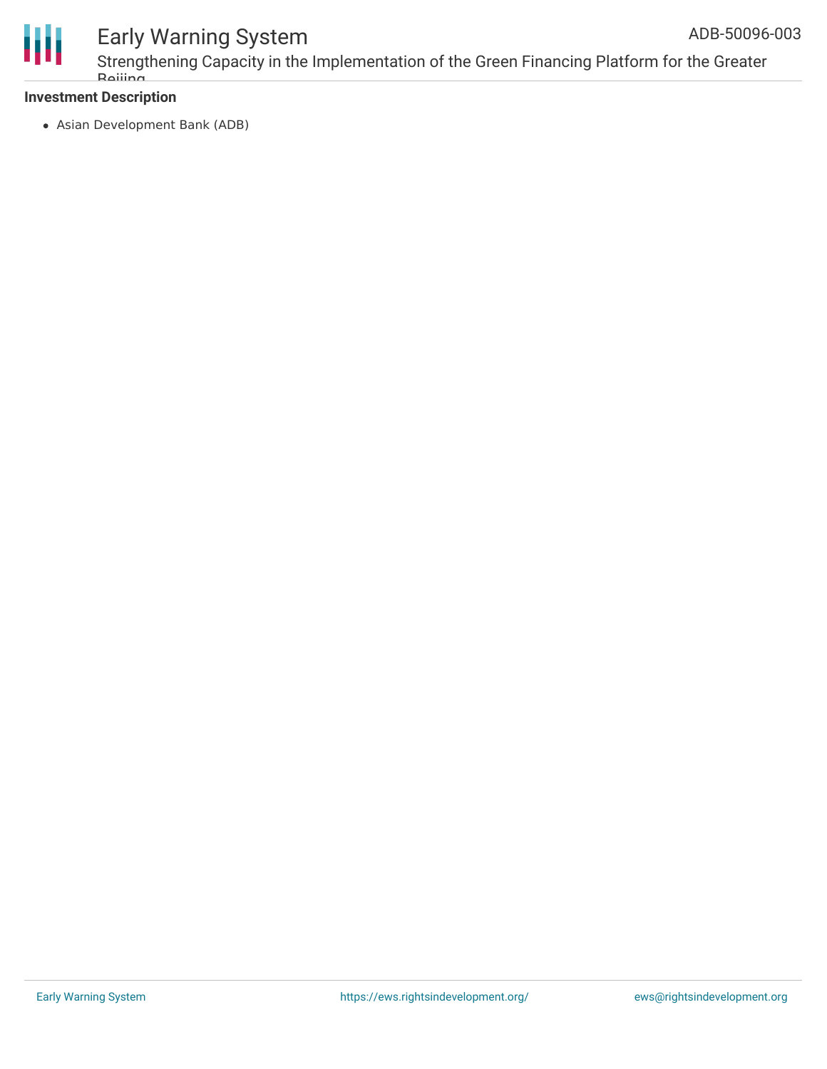**Investment Description**

- Asian Development Bank (ADB)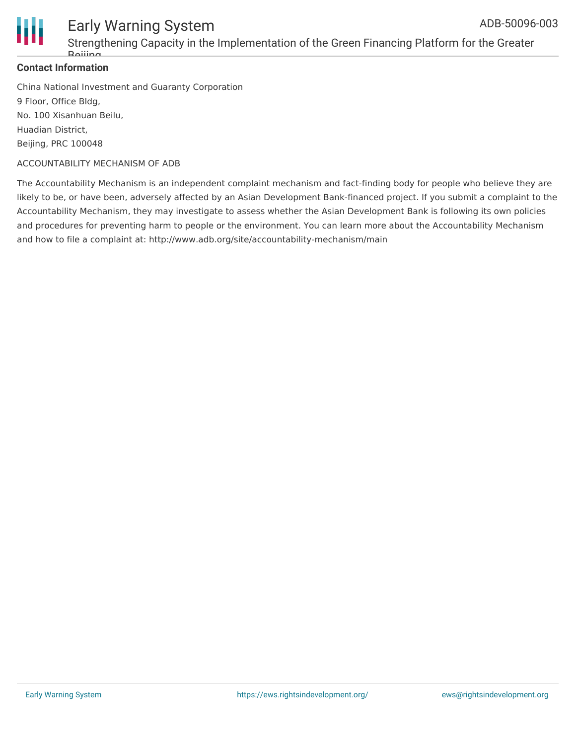**Contact Information**

China National Investment and Guaranty Corporation
9 Floor, Office Bldg,
No. 100 Xisanhuan Beilu,
Huadian District,
Beijing, PRC 100048

ACCOUNTABILITY MECHANISM OF ADB

The Accountability Mechanism is an independent complaint mechanism and fact-finding body for people who believe they are likely to be, or have been, adversely affected by an Asian Development Bank-financed project. If you submit a complaint to the Accountability Mechanism, they may investigate to assess whether the Asian Development Bank is following its own policies and procedures for preventing harm to people or the environment. You can learn more about the Accountability Mechanism and how to file a complaint at: http://www.adb.org/site/accountability-mechanism/main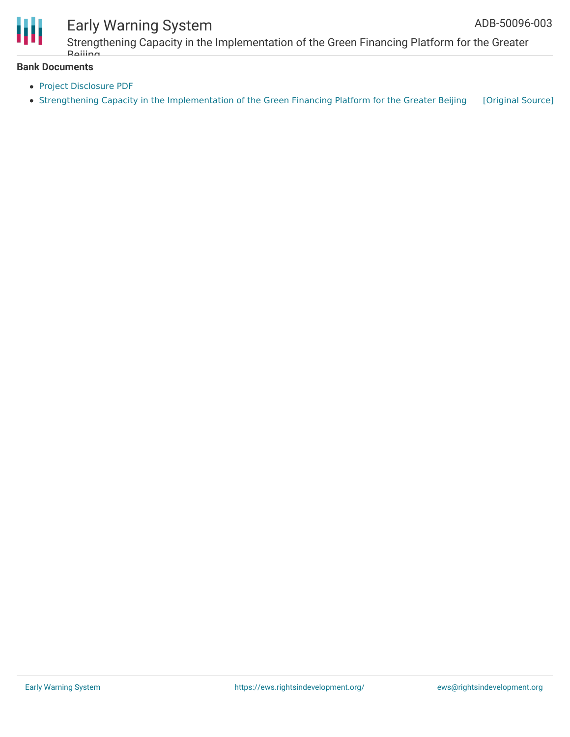**Bank Documents**

- Project Disclosure PDF
- Strengthening Capacity in the Implementation of the Green Financing Platform for the Greater Beijing [Original Source]